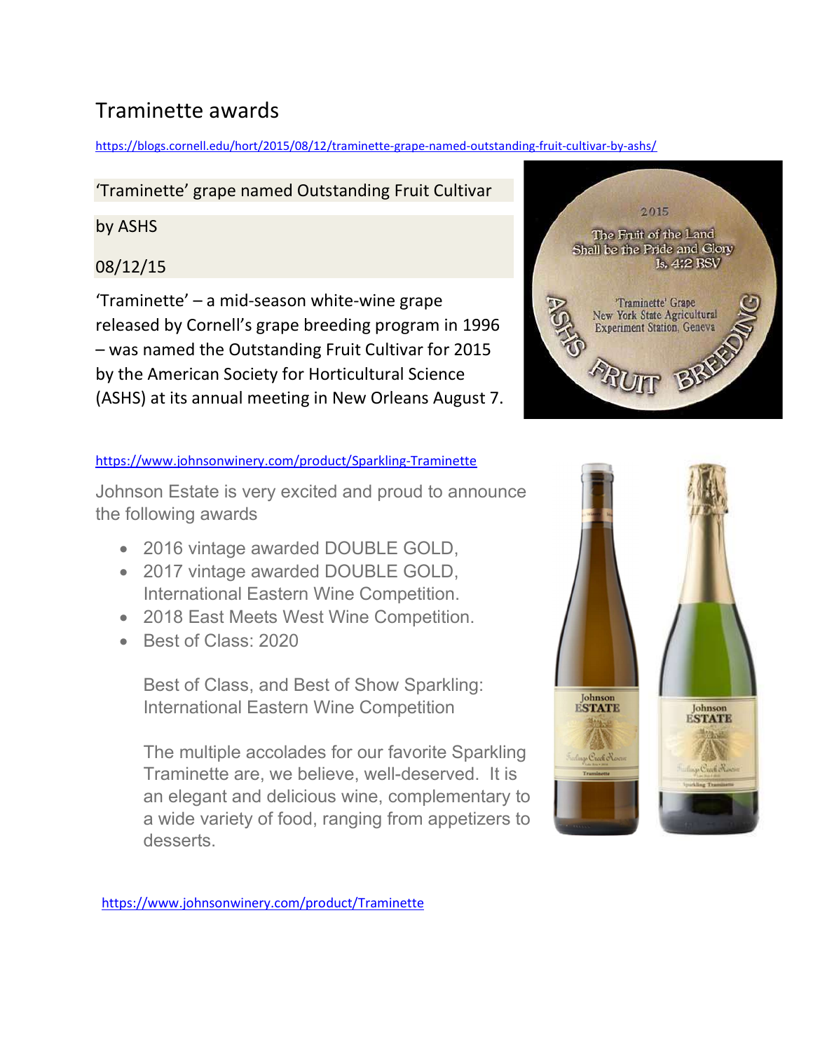# Traminette awards

https://blogs.cornell.edu/hort/2015/08/12/traminette-grape-named-outstanding-fruit-cultivar-by-ashs/

## 'Traminette' grape named Outstanding Fruit Cultivar by ASHS

08/12/15

'Traminette' – a mid-season white-wine grape released by Cornell's grape breeding program in 1996 – was named the Outstanding Fruit Cultivar for 2015 by the American Society for Horticultural Science (ASHS) at its annual meeting in New Orleans August 7.

https://www.johnsonwinery.com/product/Sparkling-Traminette

Johnson Estate is very excited and proud to announce the following awards

- 2016 vintage awarded DOUBLE GOLD,
- 2017 vintage awarded DOUBLE GOLD, International Eastern Wine Competition.
- 2018 East Meets West Wine Competition.
- Best of Class: 2020

  Best of Class, and Best of Show Sparkling: International Eastern Wine Competition

  The multiple accolades for our favorite Sparkling Traminette are, we believe, well-deserved. It is an elegant and delicious wine, complementary to a wide variety of food, ranging from appetizers to desserts.

https://www.johnsonwinery.com/product/Traminette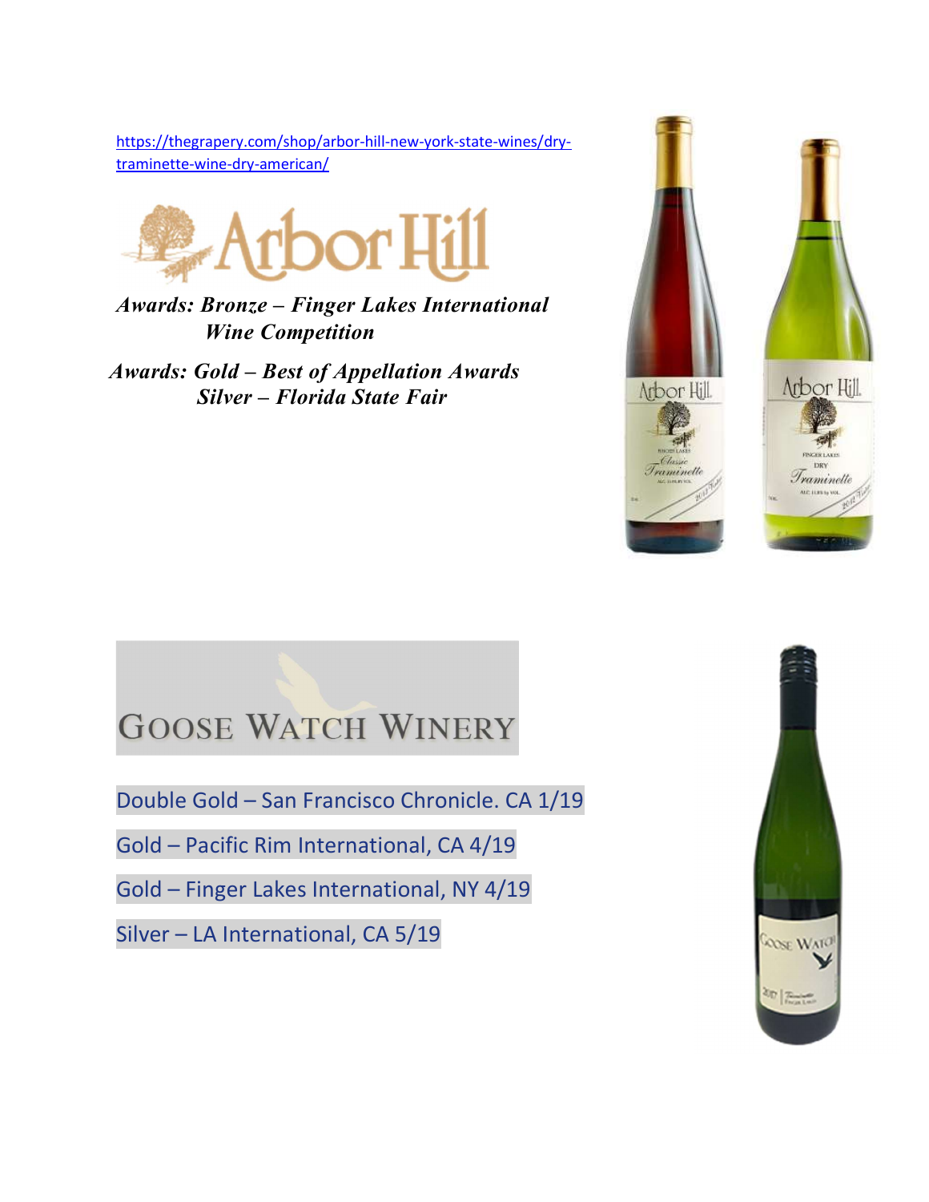https://thegrapery.com/shop/arbor-hill-new-york-state-wines/dry-traminette-wine-dry-american/

Arbor Hill

***Awards: Bronze – Finger Lakes International Wine Competition***

***Awards: Gold – Best of Appellation Awards***
***Silver – Florida State Fair***

GOOSE WATCH WINERY

Double Gold – San Francisco Chronicle. CA 1/19

Gold – Pacific Rim International, CA 4/19

Gold – Finger Lakes International, NY 4/19

Silver – LA International, CA 5/19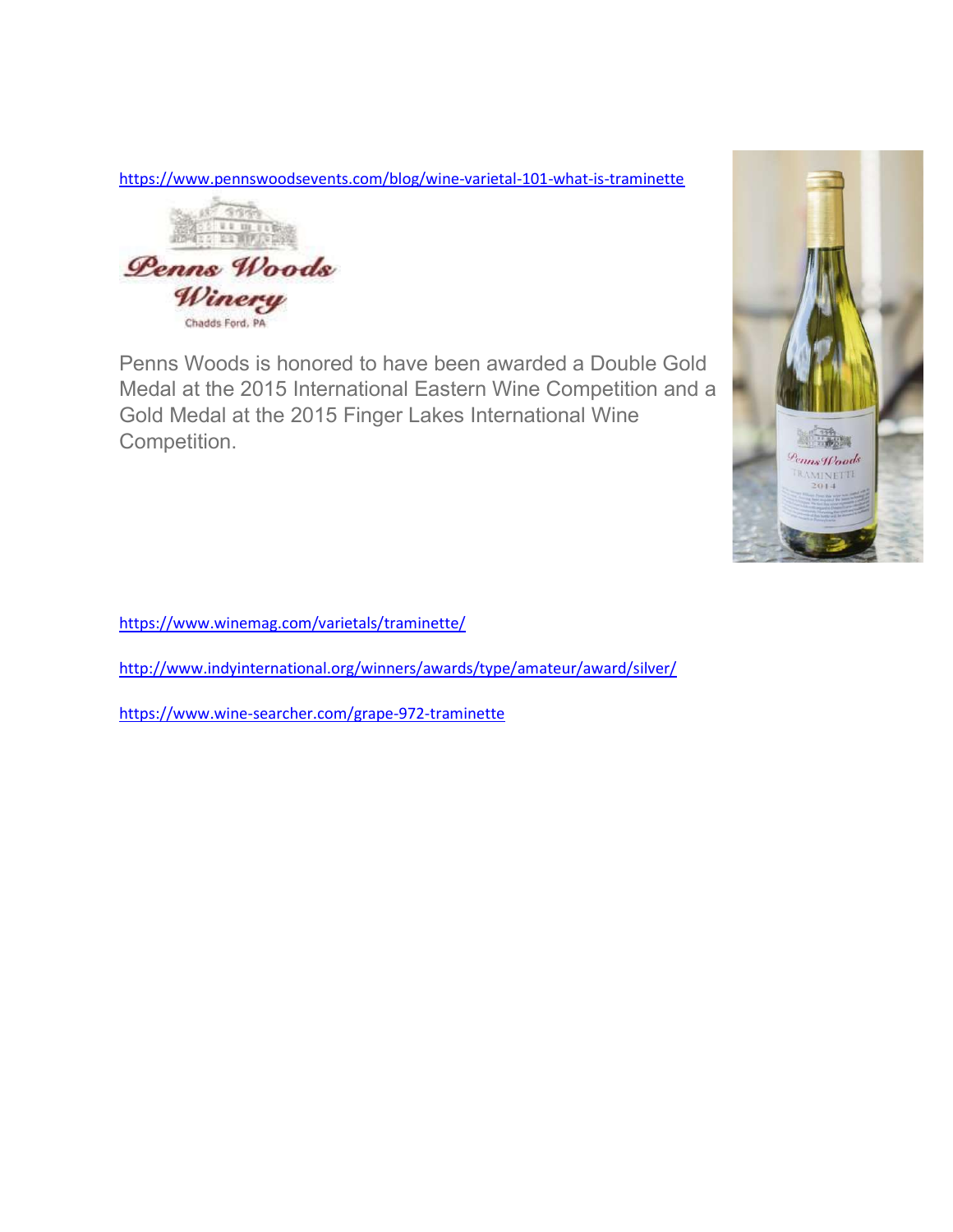https://www.pennswoodsevents.com/blog/wine-varietal-101-what-is-traminette

Penns Woods Winery
Chadds Ford, PA

Penns Woods is honored to have been awarded a Double Gold Medal at the 2015 International Eastern Wine Competition and a Gold Medal at the 2015 Finger Lakes International Wine Competition.

https://www.winemag.com/varietals/traminette/

http://www.indyinternational.org/winners/awards/type/amateur/award/silver/

https://www.wine-searcher.com/grape-972-traminette